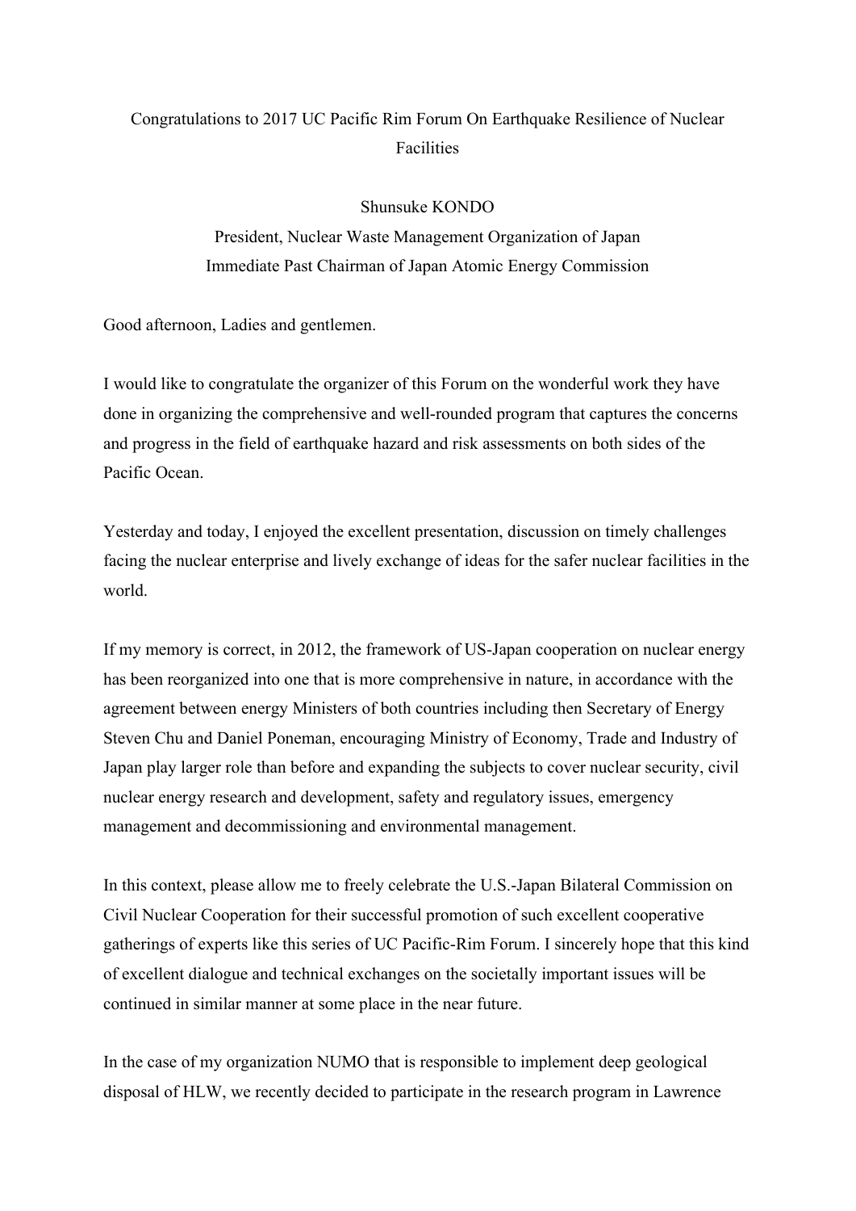# Congratulations to 2017 UC Pacific Rim Forum On Earthquake Resilience of Nuclear Facilities

Shunsuke KONDO

President, Nuclear Waste Management Organization of Japan

Immediate Past Chairman of Japan Atomic Energy Commission

Good afternoon, Ladies and gentlemen.

I would like to congratulate the organizer of this Forum on the wonderful work they have done in organizing the comprehensive and well-rounded program that captures the concerns and progress in the field of earthquake hazard and risk assessments on both sides of the Pacific Ocean.

Yesterday and today, I enjoyed the excellent presentation, discussion on timely challenges facing the nuclear enterprise and lively exchange of ideas for the safer nuclear facilities in the world.

If my memory is correct, in 2012, the framework of US-Japan cooperation on nuclear energy has been reorganized into one that is more comprehensive in nature, in accordance with the agreement between energy Ministers of both countries including then Secretary of Energy Steven Chu and Daniel Poneman, encouraging Ministry of Economy, Trade and Industry of Japan play larger role than before and expanding the subjects to cover nuclear security, civil nuclear energy research and development, safety and regulatory issues, emergency management and decommissioning and environmental management.

In this context, please allow me to freely celebrate the U.S.-Japan Bilateral Commission on Civil Nuclear Cooperation for their successful promotion of such excellent cooperative gatherings of experts like this series of UC Pacific-Rim Forum. I sincerely hope that this kind of excellent dialogue and technical exchanges on the societally important issues will be continued in similar manner at some place in the near future.

In the case of my organization NUMO that is responsible to implement deep geological disposal of HLW, we recently decided to participate in the research program in Lawrence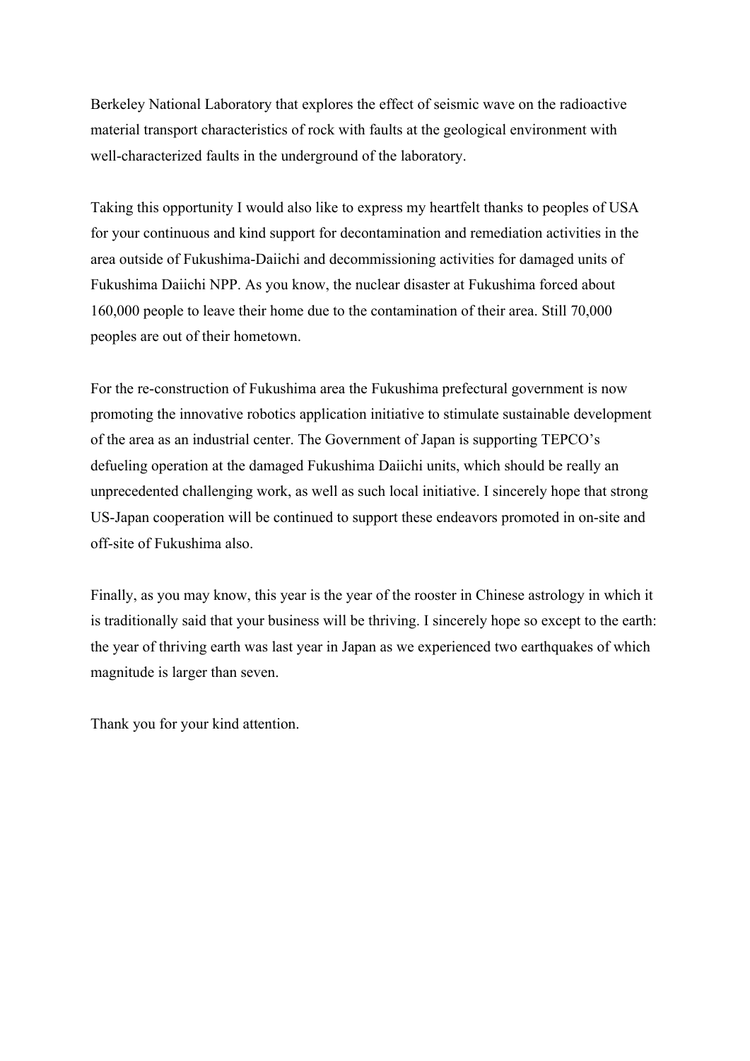Berkeley National Laboratory that explores the effect of seismic wave on the radioactive material transport characteristics of rock with faults at the geological environment with well-characterized faults in the underground of the laboratory.

Taking this opportunity I would also like to express my heartfelt thanks to peoples of USA for your continuous and kind support for decontamination and remediation activities in the area outside of Fukushima-Daiichi and decommissioning activities for damaged units of Fukushima Daiichi NPP. As you know, the nuclear disaster at Fukushima forced about 160,000 people to leave their home due to the contamination of their area. Still 70,000 peoples are out of their hometown.

For the re-construction of Fukushima area the Fukushima prefectural government is now promoting the innovative robotics application initiative to stimulate sustainable development of the area as an industrial center. The Government of Japan is supporting TEPCO's defueling operation at the damaged Fukushima Daiichi units, which should be really an unprecedented challenging work, as well as such local initiative. I sincerely hope that strong US-Japan cooperation will be continued to support these endeavors promoted in on-site and off-site of Fukushima also.

Finally, as you may know, this year is the year of the rooster in Chinese astrology in which it is traditionally said that your business will be thriving. I sincerely hope so except to the earth: the year of thriving earth was last year in Japan as we experienced two earthquakes of which magnitude is larger than seven.

Thank you for your kind attention.